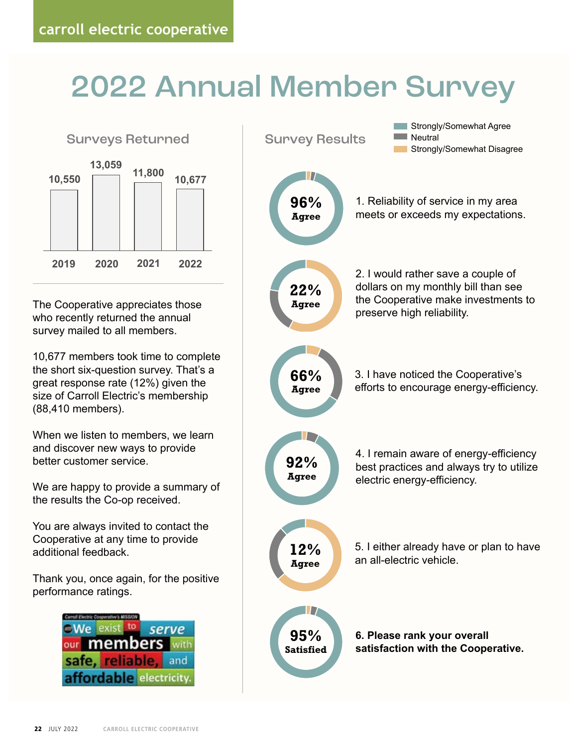carroll electric cooperative

# 2022 Annual Member Survey

## Surveys Returned

| 2019 | 2020 | 2021 | 2022 |
|---|---|---|---|
| 10,550 | 13,059 | 11,800 | 10,677 |

The Cooperative appreciates those who recently returned the annual survey mailed to all members.

10,677 members took time to complete the short six-question survey. That's a great response rate (12%) given the size of Carroll Electric's membership (88,410 members).

When we listen to members, we learn and discover new ways to provide better customer service.

We are happy to provide a summary of the results the Co-op received.

You are always invited to contact the Cooperative at any time to provide additional feedback.

Thank you, once again, for the positive performance ratings.

Carroll Electric Cooperative's MISSION: We exist to serve our members with safe, reliable, and affordable electricity.

## Survey Results

Strongly/Somewhat Agree | Neutral | Strongly/Somewhat Disagree

**96% Agree** — 1. Reliability of service in my area meets or exceeds my expectations.

**22% Agree** — 2. I would rather save a couple of dollars on my monthly bill than see the Cooperative make investments to preserve high reliability.

**66% Agree** — 3. I have noticed the Cooperative's efforts to encourage energy-efficiency.

**92% Agree** — 4. I remain aware of energy-efficiency best practices and always try to utilize electric energy-efficiency.

**12% Agree** — 5. I either already have or plan to have an all-electric vehicle.

**95% Satisfied** — **6. Please rank your overall satisfaction with the Cooperative.**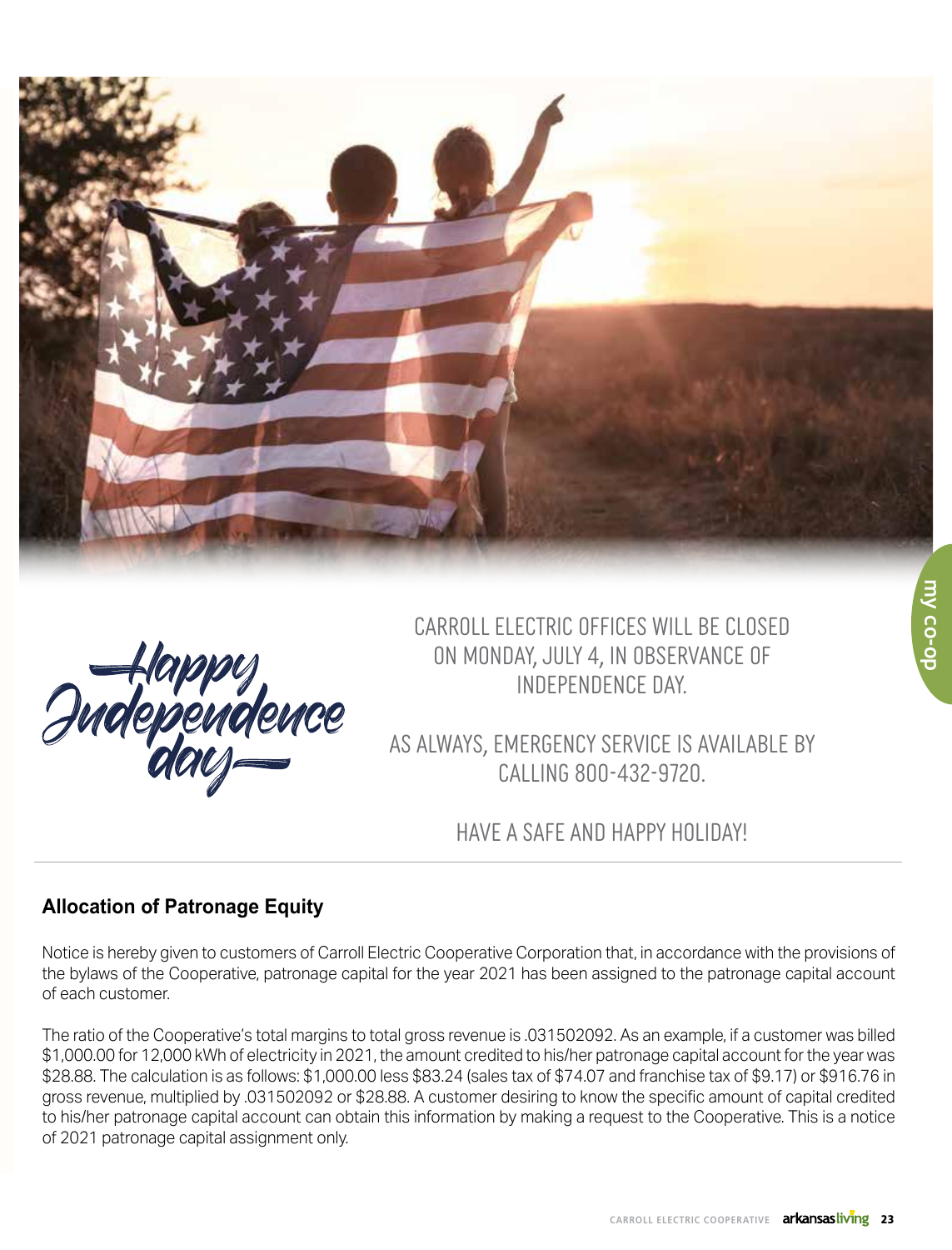Happy Independence day

CARROLL ELECTRIC OFFICES WILL BE CLOSED ON MONDAY, JULY 4, IN OBSERVANCE OF INDEPENDENCE DAY.

AS ALWAYS, EMERGENCY SERVICE IS AVAILABLE BY CALLING 800-432-9720.

HAVE A SAFE AND HAPPY HOLIDAY!

## Allocation of Patronage Equity

Notice is hereby given to customers of Carroll Electric Cooperative Corporation that, in accordance with the provisions of the bylaws of the Cooperative, patronage capital for the year 2021 has been assigned to the patronage capital account of each customer.

The ratio of the Cooperative's total margins to total gross revenue is .031502092. As an example, if a customer was billed $1,000.00 for 12,000 kWh of electricity in 2021, the amount credited to his/her patronage capital account for the year was $28.88. The calculation is as follows: $1,000.00 less $83.24 (sales tax of $74.07 and franchise tax of $9.17) or $916.76 in gross revenue, multiplied by .031502092 or $28.88. A customer desiring to know the specific amount of capital credited to his/her patronage capital account can obtain this information by making a request to the Cooperative. This is a notice of 2021 patronage capital assignment only.